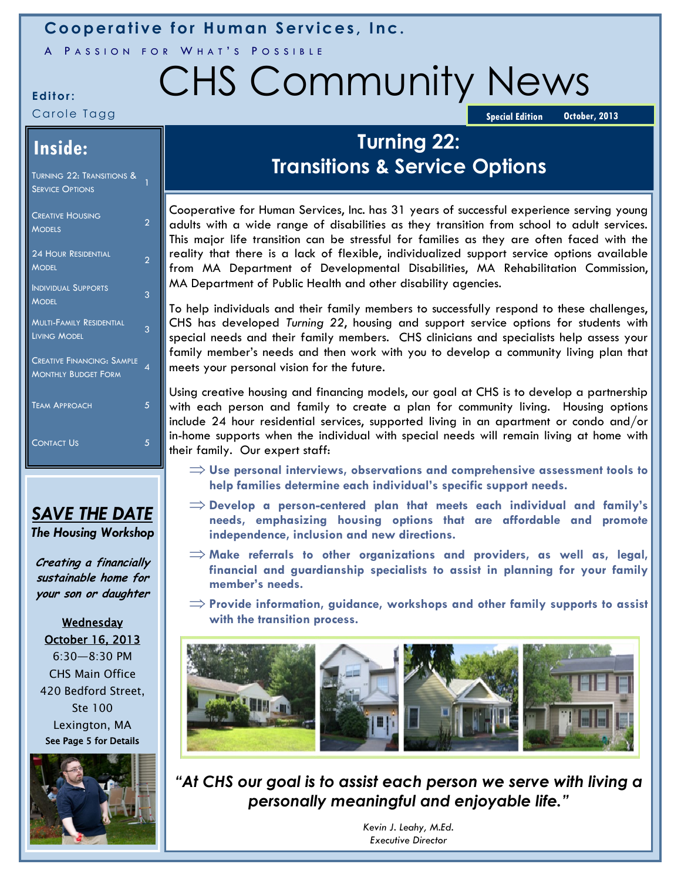**Cooperative for Human Services, Inc.**

A PASSION FOR WHAT'S POSSIBLE

# CHS Community News

**Editor:** Carole Tagg

**Special Edition** **October, 2013**

## Inside:

| | |
|---|---|
| Turning 22: Transitions & Service Options | 1 |
| Creative Housing Models | 2 |
| 24 Hour Residential Model | 2 |
| Individual Supports Model | 3 |
| Multi-Family Residential Living Model | 3 |
| Creative Financing: Sample Monthly Budget Form | 4 |
| Team Approach | 5 |
| Contact Us | 5 |

## Turning 22: Transitions & Service Options

Cooperative for Human Services, Inc. has 31 years of successful experience serving young adults with a wide range of disabilities as they transition from school to adult services. This major life transition can be stressful for families as they are often faced with the reality that there is a lack of flexible, individualized support service options available from MA Department of Developmental Disabilities, MA Rehabilitation Commission, MA Department of Public Health and other disability agencies.

To help individuals and their family members to successfully respond to these challenges, CHS has developed *Turning 22*, housing and support service options for students with special needs and their family members. CHS clinicians and specialists help assess your family member's needs and then work with you to develop a community living plan that meets your personal vision for the future.

Using creative housing and financing models, our goal at CHS is to develop a partnership with each person and family to create a plan for community living. Housing options include 24 hour residential services, supported living in an apartment or condo and/or in-home supports when the individual with special needs will remain living at home with their family. Our expert staff:

- **Use personal interviews, observations and comprehensive assessment tools to help families determine each individual's specific support needs.**
- **Develop a person-centered plan that meets each individual and family's needs, emphasizing housing options that are affordable and promote independence, inclusion and new directions.**
- **Make referrals to other organizations and providers, as well as, legal, financial and guardianship specialists to assist in planning for your family member's needs.**
- **Provide information, guidance, workshops and other family supports to assist with the transition process.**

***"At CHS our goal is to assist each person we serve with living a personally meaningful and enjoyable life."***

*Kevin J. Leahy, M.Ed.*
*Executive Director*

## SAVE THE DATE

***The Housing Workshop***

***Creating a financially sustainable home for your son or daughter***

**Wednesday October 16, 2013**
6:30—8:30 PM
CHS Main Office
420 Bedford Street, Ste 100
Lexington, MA
**See Page 5 for Details**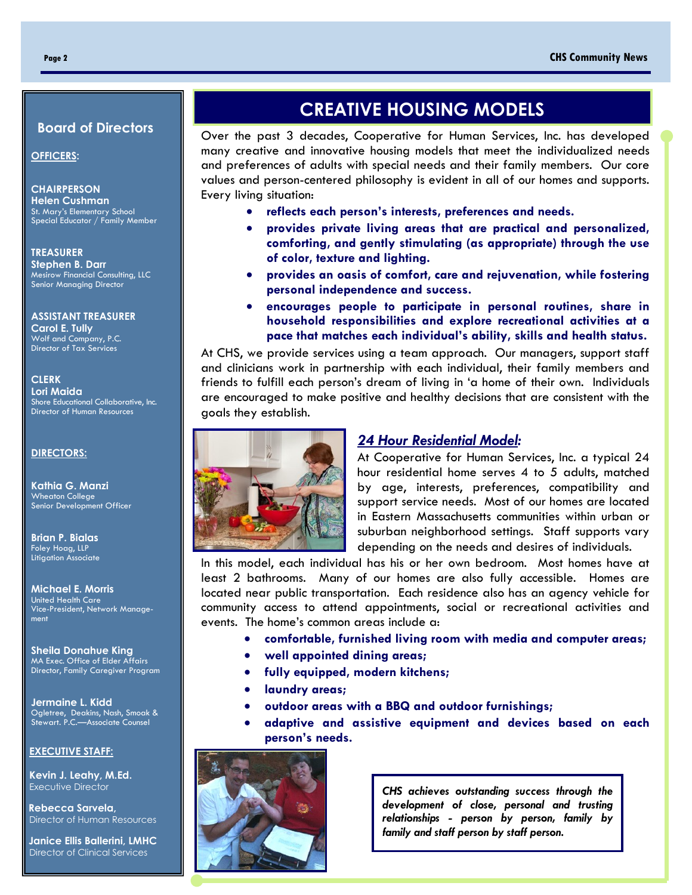## Board of Directors

**OFFICERS:**

**CHAIRPERSON**
**Helen Cushman**
St. Mary's Elementary School
Special Educator / Family Member

**TREASURER**
**Stephen B. Darr**
Mesirow Financial Consulting, LLC
Senior Managing Director

**ASSISTANT TREASURER**
**Carol E. Tully**
Wolf and Company, P.C.
Director of Tax Services

**CLERK**
**Lori Maida**
Shore Educational Collaborative, Inc.
Director of Human Resources

**DIRECTORS:**

**Kathia G. Manzi**
Wheaton College
Senior Development Officer

**Brian P. Bialas**
Foley Hoag, LLP
Litigation Associate

**Michael E. Morris**
United Health Care
Vice-President, Network Management

**Sheila Donahue King**
MA Exec. Office of Elder Affairs
Director, Family Caregiver Program

**Jermaine L. Kidd**
Ogletree, Deakins, Nash, Smoak & Stewart. P.C.—Associate Counsel

**EXECUTIVE STAFF:**

**Kevin J. Leahy, M.Ed.**
Executive Director

**Rebecca Sarvela,**
Director of Human Resources

**Janice Ellis Ballerini, LMHC**
Director of Clinical Services

# CREATIVE HOUSING MODELS

Over the past 3 decades, Cooperative for Human Services, Inc. has developed many creative and innovative housing models that meet the individualized needs and preferences of adults with special needs and their family members. Our core values and person-centered philosophy is evident in all of our homes and supports. Every living situation:

- **reflects each person's interests, preferences and needs.**
- **provides private living areas that are practical and personalized, comforting, and gently stimulating (as appropriate) through the use of color, texture and lighting.**
- **provides an oasis of comfort, care and rejuvenation, while fostering personal independence and success.**
- **encourages people to participate in personal routines, share in household responsibilities and explore recreational activities at a pace that matches each individual's ability, skills and health status.**

At CHS, we provide services using a team approach. Our managers, support staff and clinicians work in partnership with each individual, their family members and friends to fulfill each person's dream of living in 'a home of their own. Individuals are encouraged to make positive and healthy decisions that are consistent with the goals they establish.

### *24 Hour Residential Model:*

At Cooperative for Human Services, Inc. a typical 24 hour residential home serves 4 to 5 adults, matched by age, interests, preferences, compatibility and support service needs. Most of our homes are located in Eastern Massachusetts communities within urban or suburban neighborhood settings. Staff supports vary depending on the needs and desires of individuals.

In this model, each individual has his or her own bedroom. Most homes have at least 2 bathrooms. Many of our homes are also fully accessible. Homes are located near public transportation. Each residence also has an agency vehicle for community access to attend appointments, social or recreational activities and events. The home's common areas include a:

- **comfortable, furnished living room with media and computer areas;**
- **well appointed dining areas;**
- **fully equipped, modern kitchens;**
- **laundry areas;**
- **outdoor areas with a BBQ and outdoor furnishings;**
- **adaptive and assistive equipment and devices based on each person's needs.**

***CHS achieves outstanding success through the development of close, personal and trusting relationships - person by person, family by family and staff person by staff person.***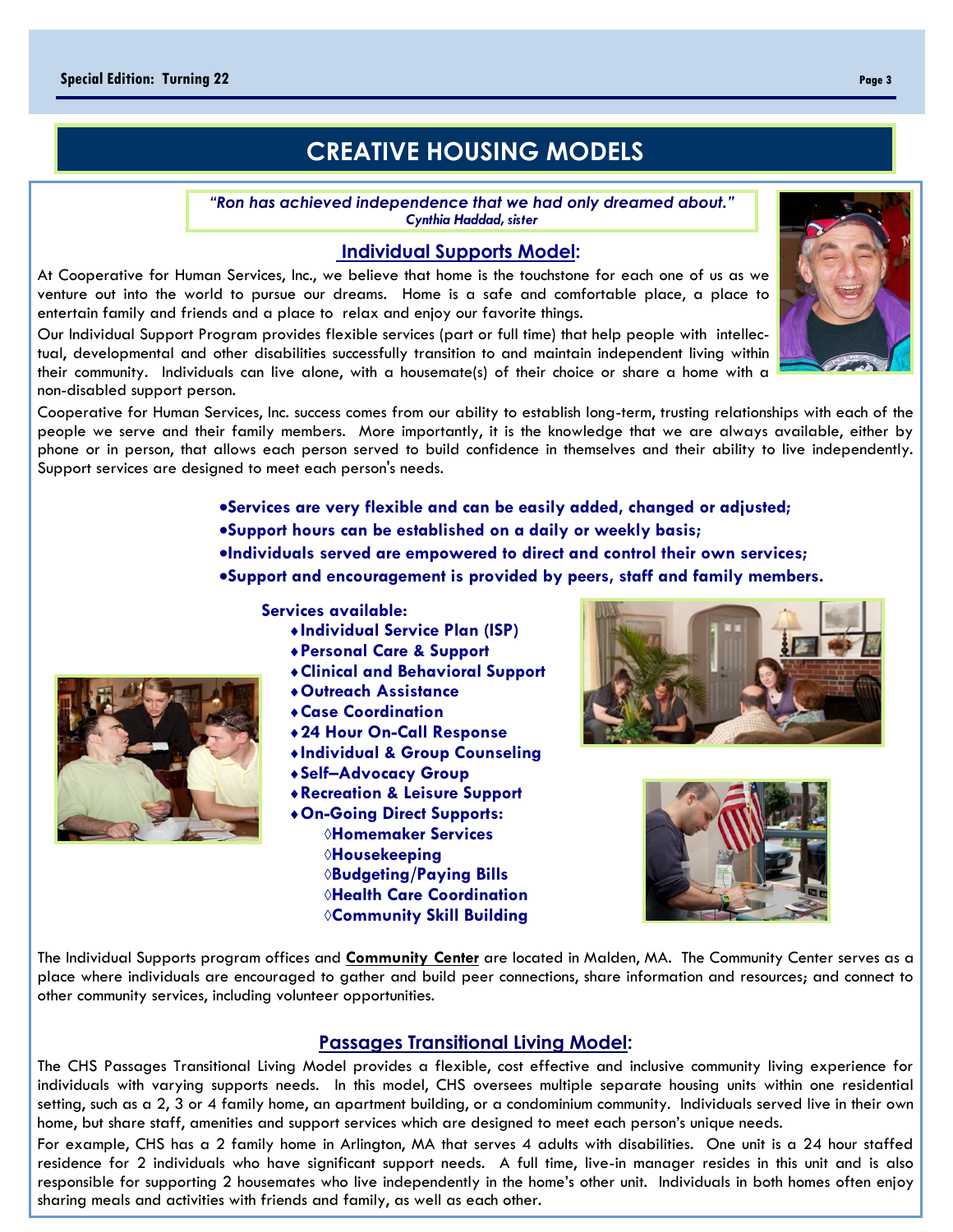# CREATIVE HOUSING MODELS

> *"Ron has achieved independence that we had only dreamed about."*
> *Cynthia Haddad, sister*

## Individual Supports Model:

At Cooperative for Human Services, Inc., we believe that home is the touchstone for each one of us as we venture out into the world to pursue our dreams. Home is a safe and comfortable place, a place to entertain family and friends and a place to relax and enjoy our favorite things.

Our Individual Support Program provides flexible services (part or full time) that help people with intellectual, developmental and other disabilities successfully transition to and maintain independent living within their community. Individuals can live alone, with a housemate(s) of their choice or share a home with a non-disabled support person.

Cooperative for Human Services, Inc. success comes from our ability to establish long-term, trusting relationships with each of the people we serve and their family members. More importantly, it is the knowledge that we are always available, either by phone or in person, that allows each person served to build confidence in themselves and their ability to live independently. Support services are designed to meet each person's needs.

- **Services are very flexible and can be easily added, changed or adjusted;**
- **Support hours can be established on a daily or weekly basis;**
- **Individuals served are empowered to direct and control their own services;**
- **Support and encouragement is provided by peers, staff and family members.**

**Services available:**

- **Individual Service Plan (ISP)**
- **Personal Care & Support**
- **Clinical and Behavioral Support**
- **Outreach Assistance**
- **Case Coordination**
- **24 Hour On-Call Response**
- **Individual & Group Counseling**
- **Self–Advocacy Group**
- **Recreation & Leisure Support**
- **On-Going Direct Supports:**
  - **Homemaker Services**
  - **Housekeeping**
  - **Budgeting/Paying Bills**
  - **Health Care Coordination**
  - **Community Skill Building**

The Individual Supports program offices and **Community Center** are located in Malden, MA. The Community Center serves as a place where individuals are encouraged to gather and build peer connections, share information and resources; and connect to other community services, including volunteer opportunities.

## Passages Transitional Living Model:

The CHS Passages Transitional Living Model provides a flexible, cost effective and inclusive community living experience for individuals with varying supports needs. In this model, CHS oversees multiple separate housing units within one residential setting, such as a 2, 3 or 4 family home, an apartment building, or a condominium community. Individuals served live in their own home, but share staff, amenities and support services which are designed to meet each person's unique needs.

For example, CHS has a 2 family home in Arlington, MA that serves 4 adults with disabilities. One unit is a 24 hour staffed residence for 2 individuals who have significant support needs. A full time, live-in manager resides in this unit and is also responsible for supporting 2 housemates who live independently in the home's other unit. Individuals in both homes often enjoy sharing meals and activities with friends and family, as well as each other.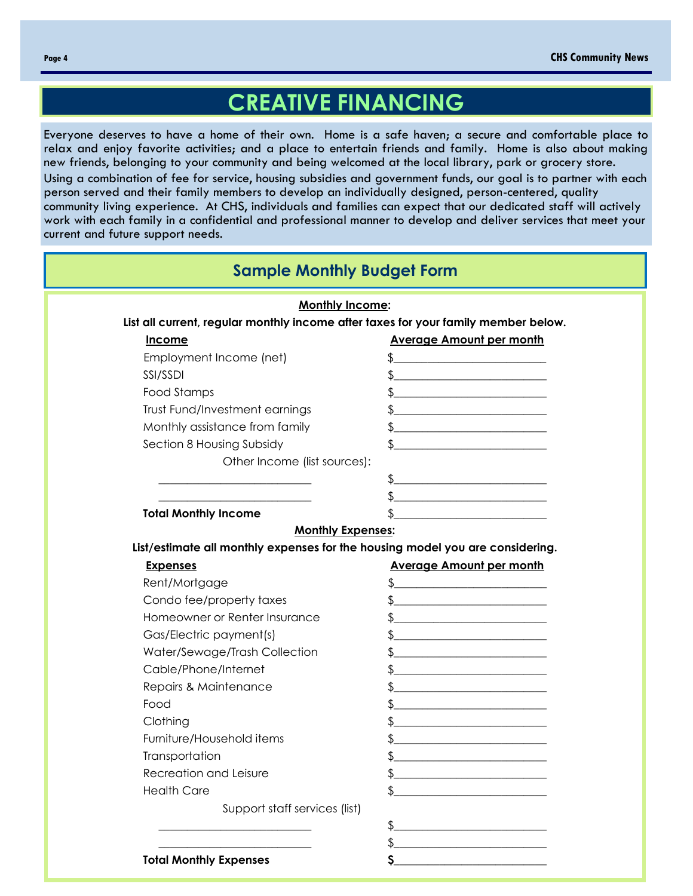# CREATIVE FINANCING

Everyone deserves to have a home of their own. Home is a safe haven; a secure and comfortable place to relax and enjoy favorite activities; and a place to entertain friends and family. Home is also about making new friends, belonging to your community and being welcomed at the local library, park or grocery store.

Using a combination of fee for service, housing subsidies and government funds, our goal is to partner with each person served and their family members to develop an individually designed, person-centered, quality community living experience. At CHS, individuals and families can expect that our dedicated staff will actively work with each family in a confidential and professional manner to develop and deliver services that meet your current and future support needs.

## Sample Monthly Budget Form

**Monthly Income:**

**List all current, regular monthly income after taxes for your family member below.**

| Income | Average Amount per month |
|---|---|
| Employment Income (net) | $__________________________ |
| SSI/SSDI | $__________________________ |
| Food Stamps | $__________________________ |
| Trust Fund/Investment earnings | $__________________________ |
| Monthly assistance from family | $__________________________ |
| Section 8 Housing Subsidy | $__________________________ |
| Other Income (list sources): | |
| __________________________ | $__________________________ |
| __________________________ | $__________________________ |
| **Total Monthly Income** | $__________________________ |

**Monthly Expenses:**

**List/estimate all monthly expenses for the housing model you are considering.**

| Expenses | Average Amount per month |
|---|---|
| Rent/Mortgage | $__________________________ |
| Condo fee/property taxes | $__________________________ |
| Homeowner or Renter Insurance | $__________________________ |
| Gas/Electric payment(s) | $__________________________ |
| Water/Sewage/Trash Collection | $__________________________ |
| Cable/Phone/Internet | $__________________________ |
| Repairs & Maintenance | $__________________________ |
| Food | $__________________________ |
| Clothing | $__________________________ |
| Furniture/Household items | $__________________________ |
| Transportation | $__________________________ |
| Recreation and Leisure | $__________________________ |
| Health Care | $__________________________ |
| Support staff services (list) | |
| __________________________ | $__________________________ |
| __________________________ | $__________________________ |
| **Total Monthly Expenses** | **$**__________________________ |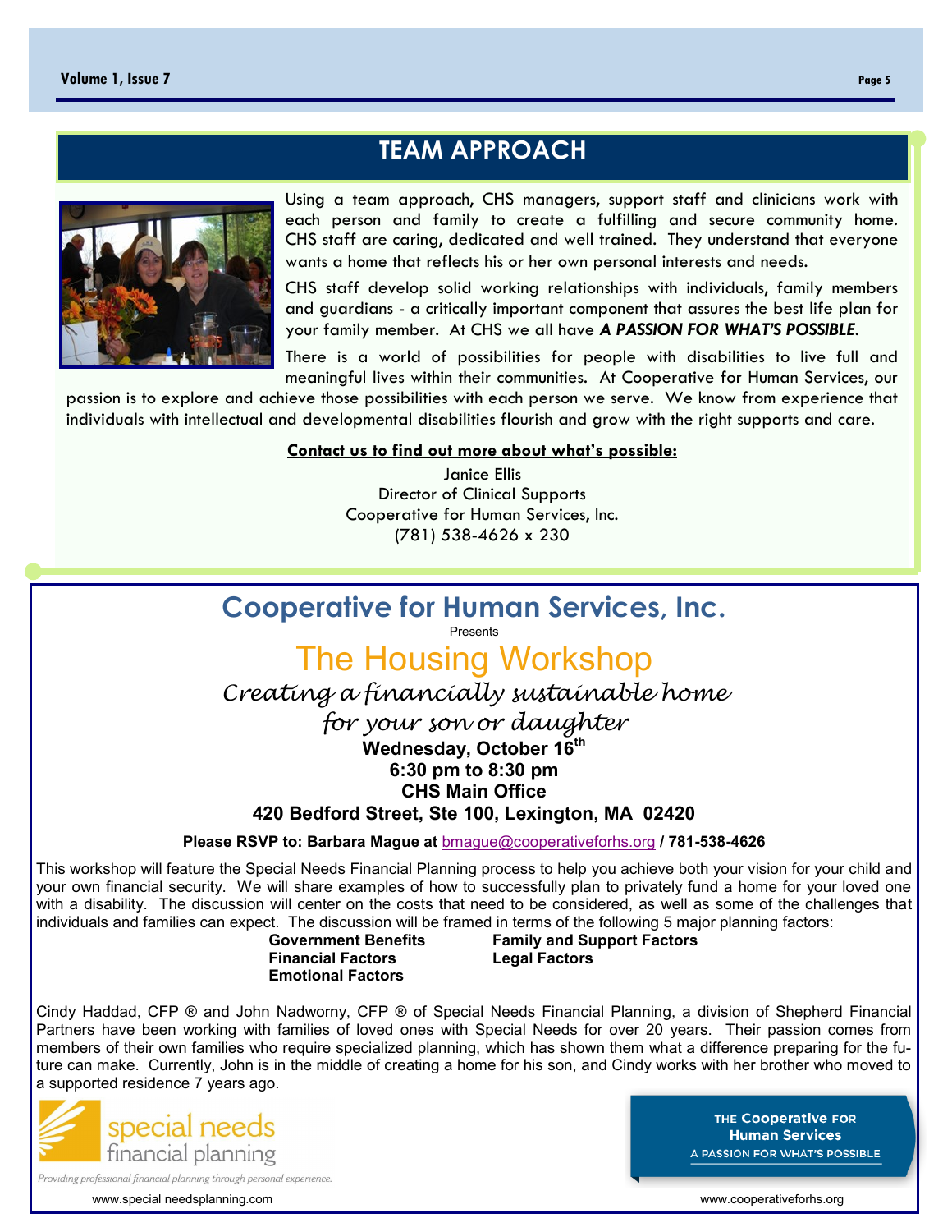## TEAM APPROACH

Using a team approach, CHS managers, support staff and clinicians work with each person and family to create a fulfilling and secure community home. CHS staff are caring, dedicated and well trained. They understand that everyone wants a home that reflects his or her own personal interests and needs.

CHS staff develop solid working relationships with individuals, family members and guardians - a critically important component that assures the best life plan for your family member. At CHS we all have ***A PASSION FOR WHAT'S POSSIBLE***.

There is a world of possibilities for people with disabilities to live full and meaningful lives within their communities. At Cooperative for Human Services, our passion is to explore and achieve those possibilities with each person we serve. We know from experience that individuals with intellectual and developmental disabilities flourish and grow with the right supports and care.

**Contact us to find out more about what's possible:**

Janice Ellis
Director of Clinical Supports
Cooperative for Human Services, Inc.
(781) 538-4626 x 230

## Cooperative for Human Services, Inc.

Presents

# The Housing Workshop

*Creating a financially sustainable home for your son or daughter*

**Wednesday, October 16th**
**6:30 pm to 8:30 pm**
**CHS Main Office**
**420 Bedford Street, Ste 100, Lexington, MA 02420**

**Please RSVP to: Barbara Mague at** bmague@cooperativeforhs.org **/ 781-538-4626**

This workshop will feature the Special Needs Financial Planning process to help you achieve both your vision for your child and your own financial security. We will share examples of how to successfully plan to privately fund a home for your loved one with a disability. The discussion will center on the costs that need to be considered, as well as some of the challenges that individuals and families can expect. The discussion will be framed in terms of the following 5 major planning factors:

- **Government Benefits**
- **Financial Factors**
- **Emotional Factors**
- **Family and Support Factors**
- **Legal Factors**

Cindy Haddad, CFP ® and John Nadworny, CFP ® of Special Needs Financial Planning, a division of Shepherd Financial Partners have been working with families of loved ones with Special Needs for over 20 years. Their passion comes from members of their own families who require specialized planning, which has shown them what a difference preparing for the future can make. Currently, John is in the middle of creating a home for his son, and Cindy works with her brother who moved to a supported residence 7 years ago.

special needs financial planning

*Providing professional financial planning through personal experience.*

www.special needsplanning.com

THE Cooperative FOR Human Services
A PASSION FOR WHAT'S POSSIBLE

www.cooperativeforhs.org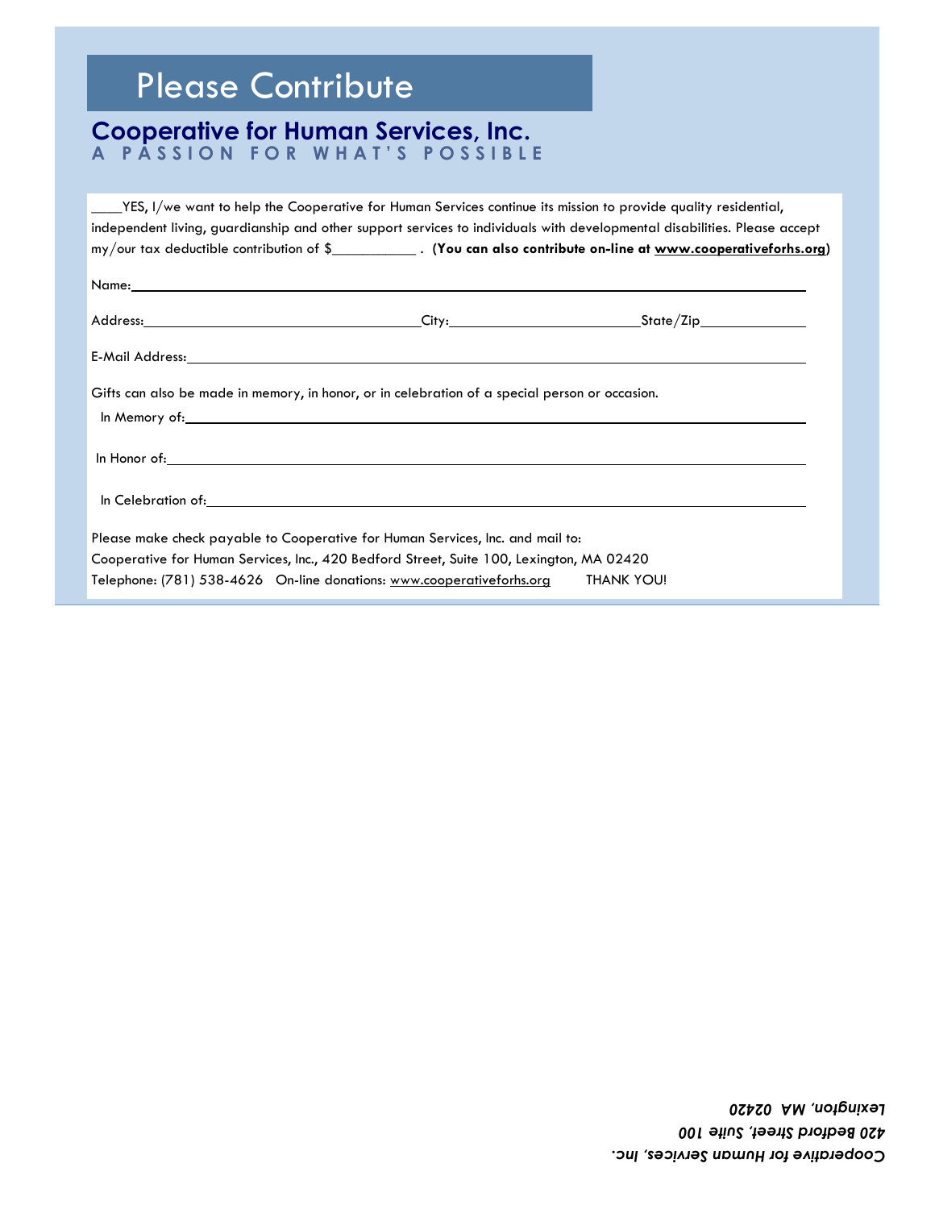# Please Contribute

## Cooperative for Human Services, Inc.

**A PASSION FOR WHAT'S POSSIBLE**

____YES, I/we want to help the Cooperative for Human Services continue its mission to provide quality residential, independent living, guardianship and other support services to individuals with developmental disabilities. Please accept my/our tax deductible contribution of $__________ . **(You can also contribute on-line at www.cooperativeforhs.org)**

Name:______________________________________________________________

Address:______________________________City:____________________State/Zip____________

E-Mail Address:______________________________________________________________

Gifts can also be made in memory, in honor, or in celebration of a special person or occasion.

In Memory of:______________________________________________________________

In Honor of:______________________________________________________________

In Celebration of:______________________________________________________________

Please make check payable to Cooperative for Human Services, Inc. and mail to:
Cooperative for Human Services, Inc., 420 Bedford Street, Suite 100, Lexington, MA 02420
Telephone: (781) 538-4626 On-line donations: www.cooperativeforhs.org THANK YOU!

***Cooperative for Human Services, Inc.***
***420 Bedford Street, Suite 100***
***Lexington, MA 02420***